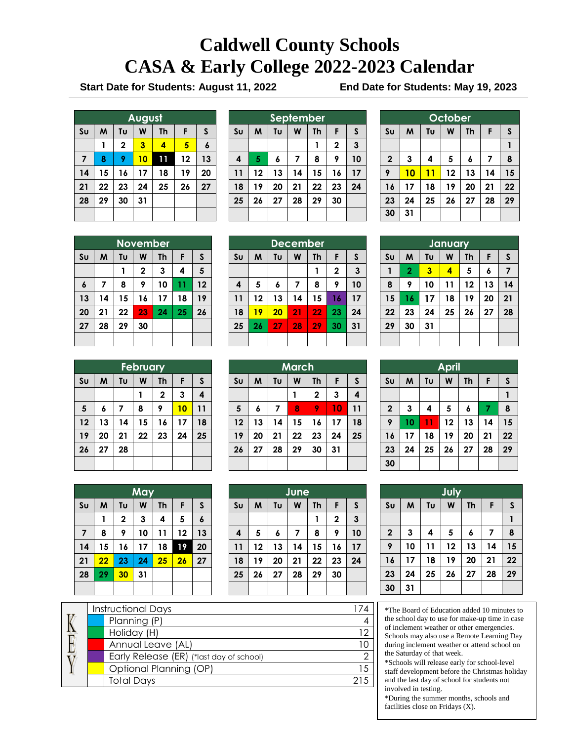# Caldwell County Schools
# CASA & Early College 2022-2023 Calendar

**Start Date for Students: August 11, 2022** **End Date for Students: May 19, 2023**

### August

| Su | M | Tu | W | Th | F | S |
|---|---|---|---|---|---|---|
| | 1 | 2 | 3 | 4 | 5 | 6 |
| 7 | 8 | 9 | 10 | 11 | 12 | 13 |
| 14 | 15 | 16 | 17 | 18 | 19 | 20 |
| 21 | 22 | 23 | 24 | 25 | 26 | 27 |
| 28 | 29 | 30 | 31 | | | |

### September

| Su | M | Tu | W | Th | F | S |
|---|---|---|---|---|---|---|
| | | | | 1 | 2 | 3 |
| 4 | 5 | 6 | 7 | 8 | 9 | 10 |
| 11 | 12 | 13 | 14 | 15 | 16 | 17 |
| 18 | 19 | 20 | 21 | 22 | 23 | 24 |
| 25 | 26 | 27 | 28 | 29 | 30 | |

### October

| Su | M | Tu | W | Th | F | S |
|---|---|---|---|---|---|---|
| | | | | | | 1 |
| 2 | 3 | 4 | 5 | 6 | 7 | 8 |
| 9 | 10 | 11 | 12 | 13 | 14 | 15 |
| 16 | 17 | 18 | 19 | 20 | 21 | 22 |
| 23 | 24 | 25 | 26 | 27 | 28 | 29 |
| 30 | 31 | | | | | |

### November

| Su | M | Tu | W | Th | F | S |
|---|---|---|---|---|---|---|
| | | 1 | 2 | 3 | 4 | 5 |
| 6 | 7 | 8 | 9 | 10 | 11 | 12 |
| 13 | 14 | 15 | 16 | 17 | 18 | 19 |
| 20 | 21 | 22 | 23 | 24 | 25 | 26 |
| 27 | 28 | 29 | 30 | | | |

### December

| Su | M | Tu | W | Th | F | S |
|---|---|---|---|---|---|---|
| | | | | 1 | 2 | 3 |
| 4 | 5 | 6 | 7 | 8 | 9 | 10 |
| 11 | 12 | 13 | 14 | 15 | 16 | 17 |
| 18 | 19 | 20 | 21 | 22 | 23 | 24 |
| 25 | 26 | 27 | 28 | 29 | 30 | 31 |

### January

| Su | M | Tu | W | Th | F | S |
|---|---|---|---|---|---|---|
| 1 | 2 | 3 | 4 | 5 | 6 | 7 |
| 8 | 9 | 10 | 11 | 12 | 13 | 14 |
| 15 | 16 | 17 | 18 | 19 | 20 | 21 |
| 22 | 23 | 24 | 25 | 26 | 27 | 28 |
| 29 | 30 | 31 | | | | |

### February

| Su | M | Tu | W | Th | F | S |
|---|---|---|---|---|---|---|
| | | | 1 | 2 | 3 | 4 |
| 5 | 6 | 7 | 8 | 9 | 10 | 11 |
| 12 | 13 | 14 | 15 | 16 | 17 | 18 |
| 19 | 20 | 21 | 22 | 23 | 24 | 25 |
| 26 | 27 | 28 | | | | |

### March

| Su | M | Tu | W | Th | F | S |
|---|---|---|---|---|---|---|
| | | | 1 | 2 | 3 | 4 |
| 5 | 6 | 7 | 8 | 9 | 10 | 11 |
| 12 | 13 | 14 | 15 | 16 | 17 | 18 |
| 19 | 20 | 21 | 22 | 23 | 24 | 25 |
| 26 | 27 | 28 | 29 | 30 | 31 | |

### April

| Su | M | Tu | W | Th | F | S |
|---|---|---|---|---|---|---|
| | | | | | | 1 |
| 2 | 3 | 4 | 5 | 6 | 7 | 8 |
| 9 | 10 | 11 | 12 | 13 | 14 | 15 |
| 16 | 17 | 18 | 19 | 20 | 21 | 22 |
| 23 | 24 | 25 | 26 | 27 | 28 | 29 |
| 30 | | | | | | |

### May

| Su | M | Tu | W | Th | F | S |
|---|---|---|---|---|---|---|
| | 1 | 2 | 3 | 4 | 5 | 6 |
| 7 | 8 | 9 | 10 | 11 | 12 | 13 |
| 14 | 15 | 16 | 17 | 18 | 19 | 20 |
| 21 | 22 | 23 | 24 | 25 | 26 | 27 |
| 28 | 29 | 30 | 31 | | | |

### June

| Su | M | Tu | W | Th | F | S |
|---|---|---|---|---|---|---|
| | | | | 1 | 2 | 3 |
| 4 | 5 | 6 | 7 | 8 | 9 | 10 |
| 11 | 12 | 13 | 14 | 15 | 16 | 17 |
| 18 | 19 | 20 | 21 | 22 | 23 | 24 |
| 25 | 26 | 27 | 28 | 29 | 30 | |

### July

| Su | M | Tu | W | Th | F | S |
|---|---|---|---|---|---|---|
| | | | | | | 1 |
| 2 | 3 | 4 | 5 | 6 | 7 | 8 |
| 9 | 10 | 11 | 12 | 13 | 14 | 15 |
| 16 | 17 | 18 | 19 | 20 | 21 | 22 |
| 23 | 24 | 25 | 26 | 27 | 28 | 29 |
| 30 | 31 | | | | | |

### KEY

| | Days |
|---|---|
| Instructional Days | 174 |
| Planning (P) | 4 |
| Holiday (H) | 12 |
| Annual Leave (AL) | 10 |
| Early Release (ER) (*last day of school) | 2 |
| Optional Planning (OP) | 15 |
| Total Days | 215 |

*The Board of Education added 10 minutes to the school day to use for make-up time in case of inclement weather or other emergencies. Schools may also use a Remote Learning Day during inclement weather or attend school on the Saturday of that week.

*Schools will release early for school-level staff development before the Christmas holiday and the last day of school for students not involved in testing.

*During the summer months, schools and facilities close on Fridays (X).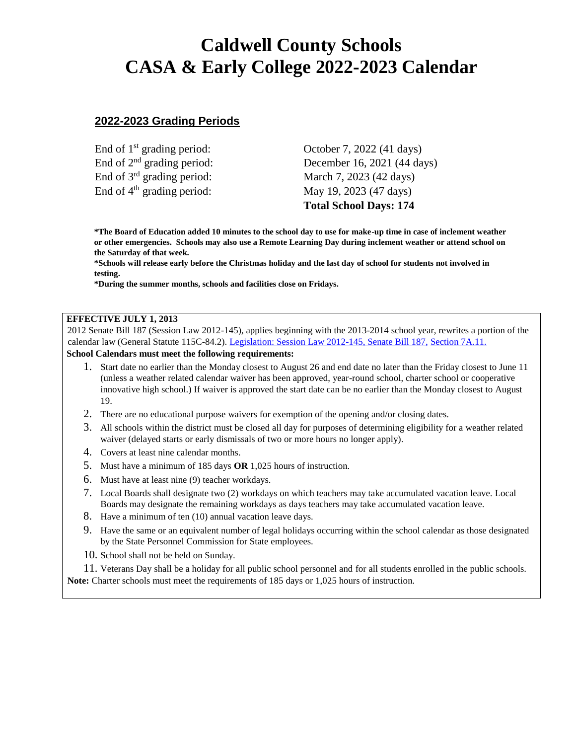# Caldwell County Schools
# CASA & Early College 2022-2023 Calendar

## 2022-2023 Grading Periods

| | |
|---|---|
| End of 1st grading period: | October 7, 2022 (41 days) |
| End of 2nd grading period: | December 16, 2021 (44 days) |
| End of 3rd grading period: | March 7, 2023 (42 days) |
| End of 4th grading period: | May 19, 2023 (47 days) |
| | **Total School Days: 174** |

**\*The Board of Education added 10 minutes to the school day to use for make-up time in case of inclement weather or other emergencies. Schools may also use a Remote Learning Day during inclement weather or attend school on the Saturday of that week.**

**\*Schools will release early before the Christmas holiday and the last day of school for students not involved in testing.**

**\*During the summer months, schools and facilities close on Fridays.**

**EFFECTIVE JULY 1, 2013**

2012 Senate Bill 187 (Session Law 2012-145), applies beginning with the 2013-2014 school year, rewrites a portion of the calendar law (General Statute 115C-84.2). Legislation: Session Law 2012-145, Senate Bill 187, Section 7A.11.

**School Calendars must meet the following requirements:**

1. Start date no earlier than the Monday closest to August 26 and end date no later than the Friday closest to June 11 (unless a weather related calendar waiver has been approved, year-round school, charter school or cooperative innovative high school.) If waiver is approved the start date can be no earlier than the Monday closest to August 19.
2. There are no educational purpose waivers for exemption of the opening and/or closing dates.
3. All schools within the district must be closed all day for purposes of determining eligibility for a weather related waiver (delayed starts or early dismissals of two or more hours no longer apply).
4. Covers at least nine calendar months.
5. Must have a minimum of 185 days **OR** 1,025 hours of instruction.
6. Must have at least nine (9) teacher workdays.
7. Local Boards shall designate two (2) workdays on which teachers may take accumulated vacation leave. Local Boards may designate the remaining workdays as days teachers may take accumulated vacation leave.
8. Have a minimum of ten (10) annual vacation leave days.
9. Have the same or an equivalent number of legal holidays occurring within the school calendar as those designated by the State Personnel Commission for State employees.
10. School shall not be held on Sunday.
11. Veterans Day shall be a holiday for all public school personnel and for all students enrolled in the public schools.

**Note:** Charter schools must meet the requirements of 185 days or 1,025 hours of instruction.